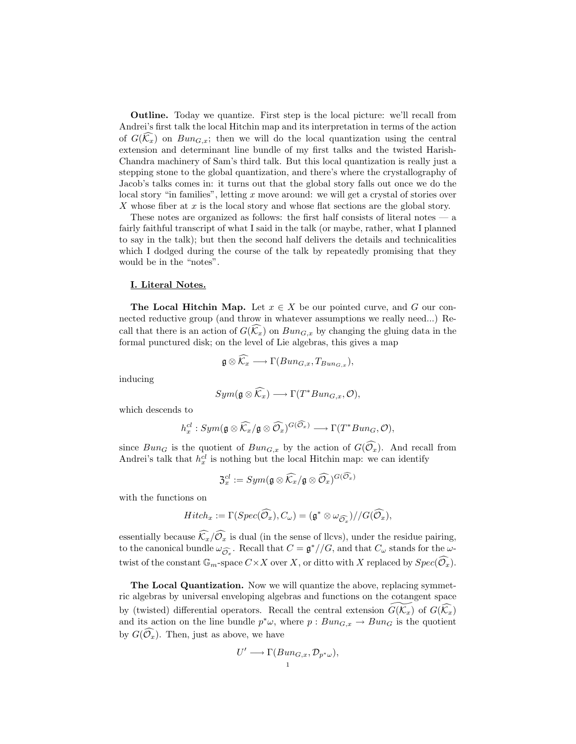**Outline.** Today we quantize. First step is the local picture: we'll recall from Andrei's first talk the local Hitchin map and its interpretation in terms of the action of $G(\widehat{\mathcal{K}_x})$ on $Bun_{G,x}$; then we will do the local quantization using the central extension and determinant line bundle of my first talks and the twisted Harish-Chandra machinery of Sam's third talk. But this local quantization is really just a stepping stone to the global quantization, and there's where the crystallography of Jacob's talks comes in: it turns out that the global story falls out once we do the local story "in families", letting $x$ move around: we will get a crystal of stories over $X$ whose fiber at $x$ is the local story and whose flat sections are the global story.

These notes are organized as follows: the first half consists of literal notes — a fairly faithful transcript of what I said in the talk (or maybe, rather, what I planned to say in the talk); but then the second half delivers the details and technicalities which I dodged during the course of the talk by repeatedly promising that they would be in the "notes".

## I. Literal Notes.

**The Local Hitchin Map.** Let $x \in X$ be our pointed curve, and $G$ our connected reductive group (and throw in whatever assumptions we really need...) Recall that there is an action of $G(\widehat{\mathcal{K}_x})$ on $Bun_{G,x}$ by changing the gluing data in the formal punctured disk; on the level of Lie algebras, this gives a map

$$\mathfrak{g} \otimes \widehat{\mathcal{K}_x} \longrightarrow \Gamma(Bun_{G,x}, T_{Bun_{G,x}}),$$

inducing

$$Sym(\mathfrak{g} \otimes \widehat{\mathcal{K}_x}) \longrightarrow \Gamma(T^*Bun_{G,x}, \mathcal{O}),$$

which descends to

$$h_x^{cl} : Sym(\mathfrak{g} \otimes \widehat{\mathcal{K}_x} / \mathfrak{g} \otimes \widehat{\mathcal{O}_x})^{G(\widehat{\mathcal{O}_x})} \longrightarrow \Gamma(T^*Bun_G, \mathcal{O}),$$

since $Bun_G$ is the quotient of $Bun_{G,x}$ by the action of $G(\widehat{\mathcal{O}_x})$. And recall from Andrei's talk that $h_x^{cl}$ is nothing but the local Hitchin map: we can identify

$$\mathfrak{Z}_x^{cl} := Sym(\mathfrak{g} \otimes \widehat{\mathcal{K}_x} / \mathfrak{g} \otimes \widehat{\mathcal{O}_x})^{G(\widehat{\mathcal{O}_x})}$$

with the functions on

$$Hitch_x := \Gamma(Spec(\widehat{\mathcal{O}_x}), C_\omega) = (\mathfrak{g}^* \otimes \omega_{\widehat{\mathcal{O}_x}})//G(\widehat{\mathcal{O}_x}),$$

essentially because $\widehat{\mathcal{K}_x}/\widehat{\mathcal{O}_x}$ is dual (in the sense of llcvs), under the residue pairing, to the canonical bundle $\omega_{\widehat{\mathcal{O}_x}}$. Recall that $C = \mathfrak{g}^*//G$, and that $C_\omega$ stands for the $\omega$-twist of the constant $\mathbb{G}_m$-space $C \times X$ over $X$, or ditto with $X$ replaced by $Spec(\widehat{\mathcal{O}_x})$.

**The Local Quantization.** Now we will quantize the above, replacing symmetric algebras by universal enveloping algebras and functions on the cotangent space by (twisted) differential operators. Recall the central extension $\widetilde{G(\widehat{\mathcal{K}_x})}$ of $G(\widehat{\mathcal{K}_x})$ and its action on the line bundle $p^*\omega$, where $p : Bun_{G,x} \to Bun_G$ is the quotient by $G(\widehat{\mathcal{O}_x})$. Then, just as above, we have

$$U' \longrightarrow \Gamma(Bun_{G,x}, \mathcal{D}_{p^*\omega}),$$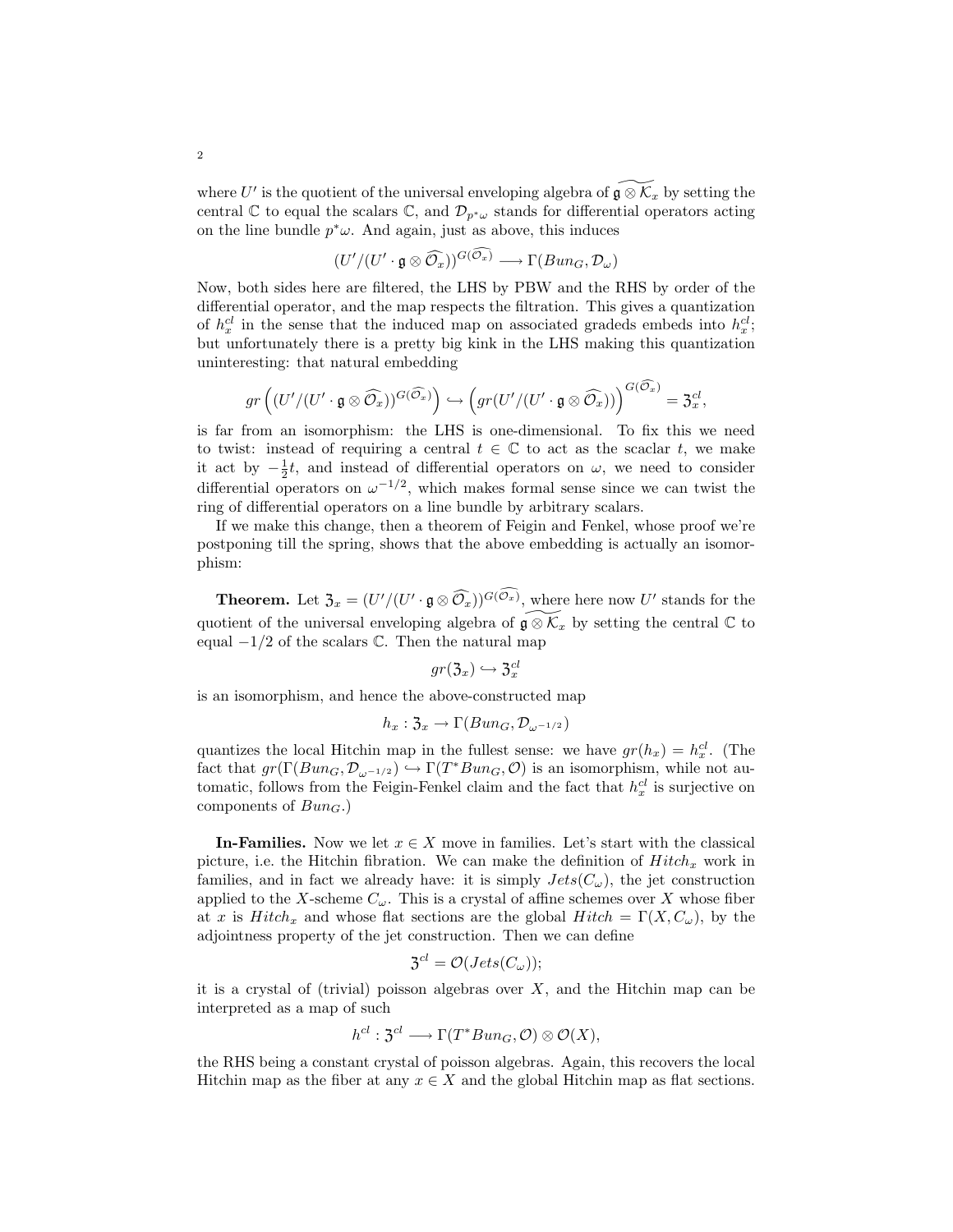where $U'$ is the quotient of the universal enveloping algebra of $\widetilde{\mathfrak{g} \otimes \mathcal{K}_x}$ by setting the central $\mathbb{C}$ to equal the scalars $\mathbb{C}$, and $\mathcal{D}_{p^*\omega}$ stands for differential operators acting on the line bundle $p^*\omega$. And again, just as above, this induces

$$(U'/(U' \cdot \mathfrak{g} \otimes \widehat{\mathcal{O}_x}))^{G(\widehat{\mathcal{O}_x})} \longrightarrow \Gamma(Bun_G, \mathcal{D}_\omega)$$

Now, both sides here are filtered, the LHS by PBW and the RHS by order of the differential operator, and the map respects the filtration. This gives a quantization of $h_x^{cl}$ in the sense that the induced map on associated gradeds embeds into $h_x^{cl}$; but unfortunately there is a pretty big kink in the LHS making this quantization uninteresting: that natural embedding

$$gr\left((U'/(U' \cdot \mathfrak{g} \otimes \widehat{\mathcal{O}_x}))^{G(\widehat{\mathcal{O}_x})}\right) \hookrightarrow \left(gr(U'/(U' \cdot \mathfrak{g} \otimes \widehat{\mathcal{O}_x}))\right)^{G(\widehat{\mathcal{O}_x})} = \mathfrak{z}_x^{cl},$$

is far from an isomorphism: the LHS is one-dimensional. To fix this we need to twist: instead of requiring a central $t \in \mathbb{C}$ to act as the scaclar $t$, we make it act by $-\frac{1}{2}t$, and instead of differential operators on $\omega$, we need to consider differential operators on $\omega^{-1/2}$, which makes formal sense since we can twist the ring of differential operators on a line bundle by arbitrary scalars.

If we make this change, then a theorem of Feigin and Fenkel, whose proof we're postponing till the spring, shows that the above embedding is actually an isomorphism:

**Theorem.** Let $\mathfrak{z}_x = (U'/(U' \cdot \mathfrak{g} \otimes \widehat{\mathcal{O}_x}))^{G(\widehat{\mathcal{O}_x})}$, where here now $U'$ stands for the quotient of the universal enveloping algebra of $\widetilde{\mathfrak{g} \otimes \mathcal{K}_x}$ by setting the central $\mathbb{C}$ to equal $-1/2$ of the scalars $\mathbb{C}$. Then the natural map

$$gr(\mathfrak{z}_x) \hookrightarrow \mathfrak{z}_x^{cl}$$

is an isomorphism, and hence the above-constructed map

$$h_x : \mathfrak{z}_x \to \Gamma(Bun_G, \mathcal{D}_{\omega^{-1/2}})$$

quantizes the local Hitchin map in the fullest sense: we have $gr(h_x) = h_x^{cl}$. (The fact that $gr(\Gamma(Bun_G, \mathcal{D}_{\omega^{-1/2}}) \hookrightarrow \Gamma(T^*Bun_G, \mathcal{O})$ is an isomorphism, while not automatic, follows from the Feigin-Fenkel claim and the fact that $h_x^{cl}$ is surjective on components of $Bun_G$.)

**In-Families.** Now we let $x \in X$ move in families. Let's start with the classical picture, i.e. the Hitchin fibration. We can make the definition of $Hitch_x$ work in families, and in fact we already have: it is simply $Jets(C_\omega)$, the jet construction applied to the $X$-scheme $C_\omega$. This is a crystal of affine schemes over $X$ whose fiber at $x$ is $Hitch_x$ and whose flat sections are the global $Hitch = \Gamma(X, C_\omega)$, by the adjointness property of the jet construction. Then we can define

$$\mathfrak{z}^{cl} = \mathcal{O}(Jets(C_\omega));$$

it is a crystal of (trivial) poisson algebras over $X$, and the Hitchin map can be interpreted as a map of such

$$h^{cl} : \mathfrak{z}^{cl} \longrightarrow \Gamma(T^*Bun_G, \mathcal{O}) \otimes \mathcal{O}(X),$$

the RHS being a constant crystal of poisson algebras. Again, this recovers the local Hitchin map as the fiber at any $x \in X$ and the global Hitchin map as flat sections.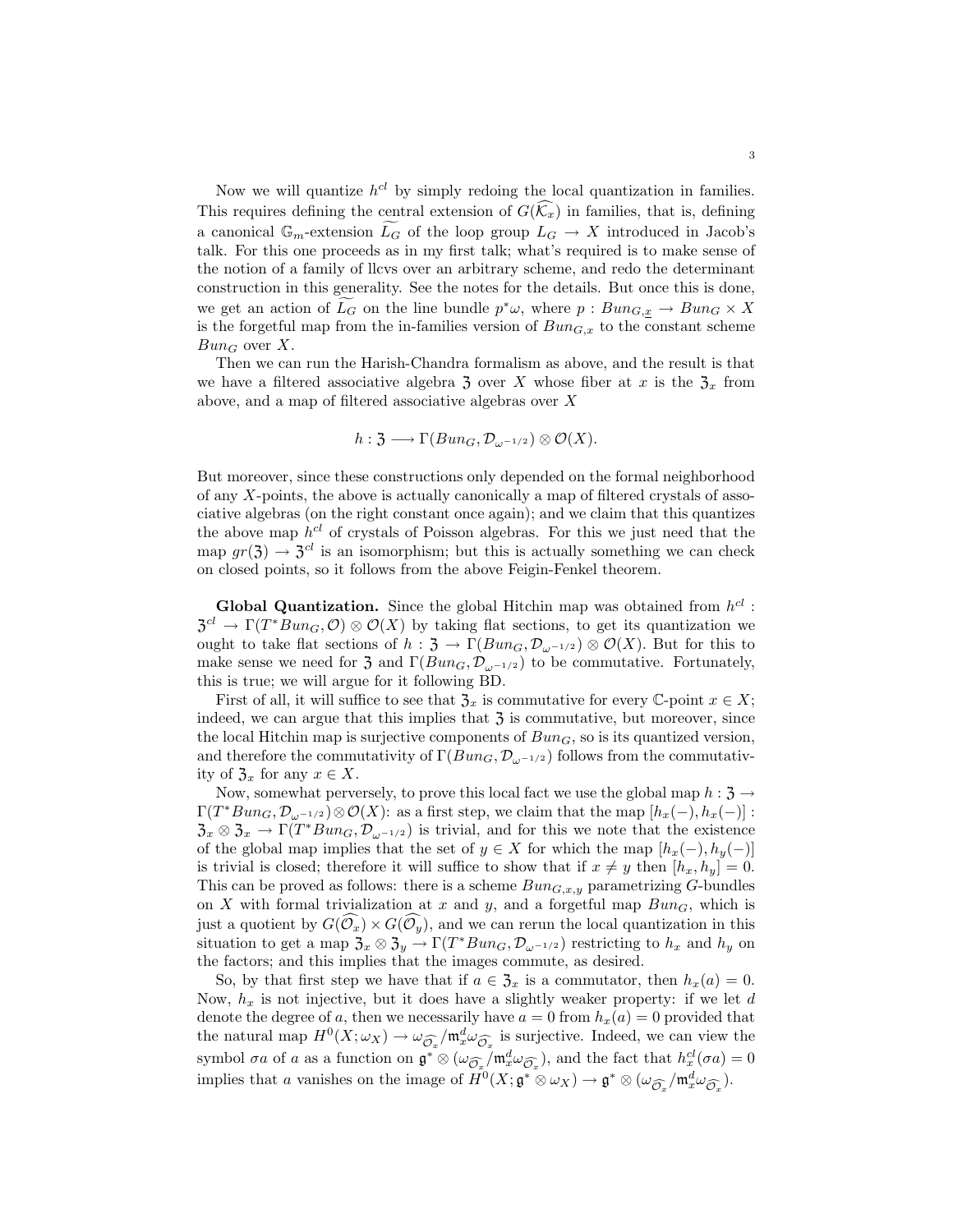Now we will quantize $h^{cl}$ by simply redoing the local quantization in families. This requires defining the central extension of $G(\widehat{\mathcal{K}_x})$ in families, that is, defining a canonical $\mathbb{G}_m$-extension $\widetilde{L_G}$ of the loop group $L_G \to X$ introduced in Jacob's talk. For this one proceeds as in my first talk; what's required is to make sense of the notion of a family of llcvs over an arbitrary scheme, and redo the determinant construction in this generality. See the notes for the details. But once this is done, we get an action of $\widetilde{L_G}$ on the line bundle $p^*\omega$, where $p : Bun_{G,\underline{x}} \to Bun_G \times X$ is the forgetful map from the in-families version of $Bun_{G,x}$ to the constant scheme $Bun_G$ over $X$.

Then we can run the Harish-Chandra formalism as above, and the result is that we have a filtered associative algebra $\mathfrak{Z}$ over $X$ whose fiber at $x$ is the $\mathfrak{Z}_x$ from above, and a map of filtered associative algebras over $X$

$$h : \mathfrak{Z} \longrightarrow \Gamma(Bun_G, \mathcal{D}_{\omega^{-1/2}}) \otimes \mathcal{O}(X).$$

But moreover, since these constructions only depended on the formal neighborhood of any $X$-points, the above is actually canonically a map of filtered crystals of associative algebras (on the right constant once again); and we claim that this quantizes the above map $h^{cl}$ of crystals of Poisson algebras. For this we just need that the map $gr(\mathfrak{Z}) \to \mathfrak{Z}^{cl}$ is an isomorphism; but this is actually something we can check on closed points, so it follows from the above Feigin-Fenkel theorem.

**Global Quantization.** Since the global Hitchin map was obtained from $h^{cl} : \mathfrak{Z}^{cl} \to \Gamma(T^*Bun_G, \mathcal{O}) \otimes \mathcal{O}(X)$ by taking flat sections, to get its quantization we ought to take flat sections of $h : \mathfrak{Z} \to \Gamma(Bun_G, \mathcal{D}_{\omega^{-1/2}}) \otimes \mathcal{O}(X)$. But for this to make sense we need for $\mathfrak{Z}$ and $\Gamma(Bun_G, \mathcal{D}_{\omega^{-1/2}})$ to be commutative. Fortunately, this is true; we will argue for it following BD.

First of all, it will suffice to see that $\mathfrak{Z}_x$ is commutative for every $\mathbb{C}$-point $x \in X$; indeed, we can argue that this implies that $\mathfrak{Z}$ is commutative, but moreover, since the local Hitchin map is surjective components of $Bun_G$, so is its quantized version, and therefore the commutativity of $\Gamma(Bun_G, \mathcal{D}_{\omega^{-1/2}})$ follows from the commutativity of $\mathfrak{Z}_x$ for any $x \in X$.

Now, somewhat perversely, to prove this local fact we use the global map $h : \mathfrak{Z} \to \Gamma(T^*Bun_G, \mathcal{D}_{\omega^{-1/2}}) \otimes \mathcal{O}(X)$: as a first step, we claim that the map $[h_x(-), h_x(-)] : \mathfrak{Z}_x \otimes \mathfrak{Z}_x \to \Gamma(T^*Bun_G, \mathcal{D}_{\omega^{-1/2}})$ is trivial, and for this we note that the existence of the global map implies that the set of $y \in X$ for which the map $[h_x(-), h_y(-)]$ is trivial is closed; therefore it will suffice to show that if $x \neq y$ then $[h_x, h_y] = 0$. This can be proved as follows: there is a scheme $Bun_{G,x,y}$ parametrizing $G$-bundles on $X$ with formal trivialization at $x$ and $y$, and a forgetful map $Bun_G$, which is just a quotient by $G(\widehat{\mathcal{O}_x}) \times G(\widehat{\mathcal{O}_y})$, and we can rerun the local quantization in this situation to get a map $\mathfrak{Z}_x \otimes \mathfrak{Z}_y \to \Gamma(T^*Bun_G, \mathcal{D}_{\omega^{-1/2}})$ restricting to $h_x$ and $h_y$ on the factors; and this implies that the images commute, as desired.

So, by that first step we have that if $a \in \mathfrak{Z}_x$ is a commutator, then $h_x(a) = 0$. Now, $h_x$ is not injective, but it does have a slightly weaker property: if we let $d$ denote the degree of $a$, then we necessarily have $a = 0$ from $h_x(a) = 0$ provided that the natural map $H^0(X; \omega_X) \to \omega_{\widehat{\mathcal{O}_x}}/\mathfrak{m}_x^d \omega_{\widehat{\mathcal{O}_x}}$ is surjective. Indeed, we can view the symbol $\sigma a$ of $a$ as a function on $\mathfrak{g}^* \otimes (\omega_{\widehat{\mathcal{O}_x}}/\mathfrak{m}_x^d \omega_{\widehat{\mathcal{O}_x}})$, and the fact that $h_x^{cl}(\sigma a) = 0$ implies that $a$ vanishes on the image of $H^0(X; \mathfrak{g}^* \otimes \omega_X) \to \mathfrak{g}^* \otimes (\omega_{\widehat{\mathcal{O}_x}}/\mathfrak{m}_x^d \omega_{\widehat{\mathcal{O}_x}})$.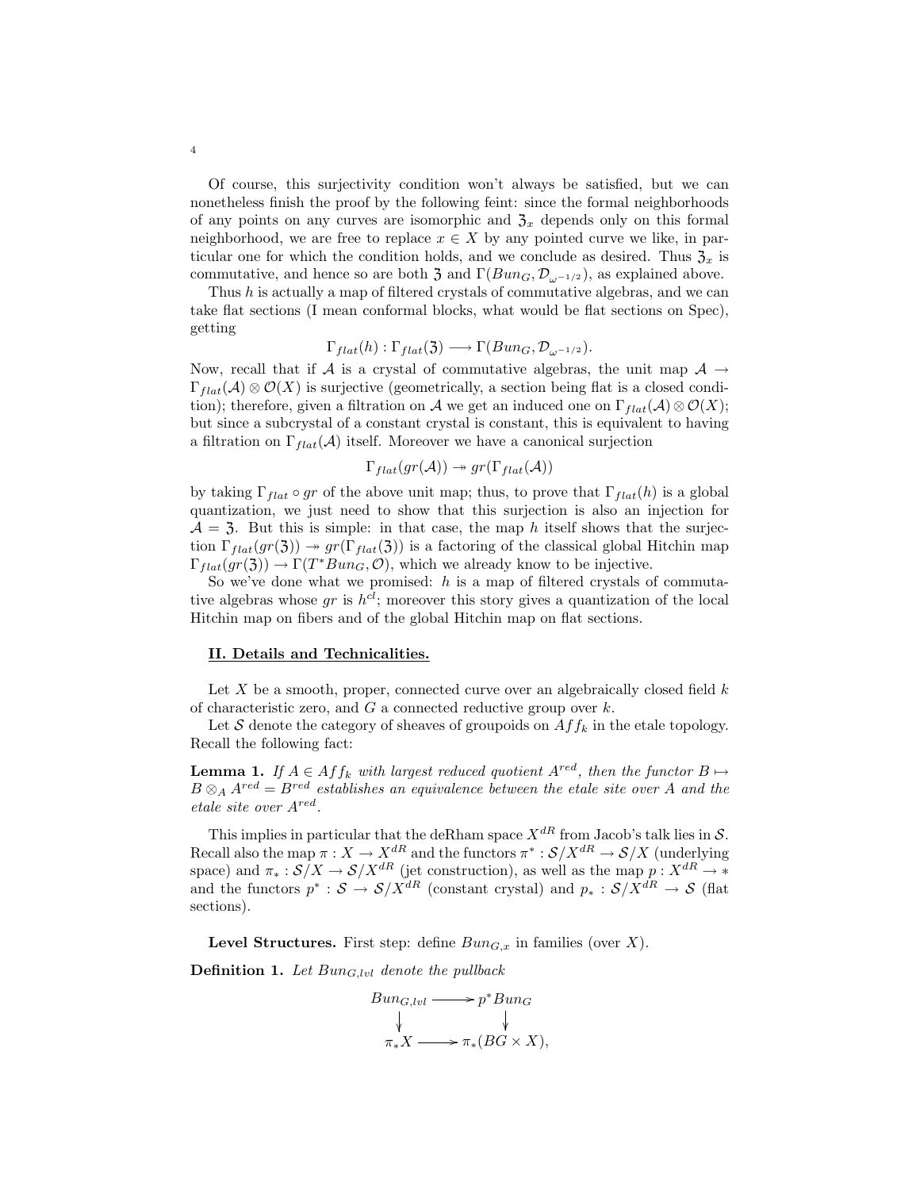Of course, this surjectivity condition won't always be satisfied, but we can nonetheless finish the proof by the following feint: since the formal neighborhoods of any points on any curves are isomorphic and $\mathfrak{Z}_x$ depends only on this formal neighborhood, we are free to replace $x \in X$ by any pointed curve we like, in particular one for which the condition holds, and we conclude as desired. Thus $\mathfrak{Z}_x$ is commutative, and hence so are both $\mathfrak{Z}$ and $\Gamma(Bun_G, \mathcal{D}_{\omega^{-1/2}})$, as explained above.

Thus $h$ is actually a map of filtered crystals of commutative algebras, and we can take flat sections (I mean conformal blocks, what would be flat sections on Spec), getting

$$\Gamma_{flat}(h) : \Gamma_{flat}(\mathfrak{Z}) \longrightarrow \Gamma(Bun_G, \mathcal{D}_{\omega^{-1/2}}).$$

Now, recall that if $\mathcal{A}$ is a crystal of commutative algebras, the unit map $\mathcal{A} \to \Gamma_{flat}(\mathcal{A}) \otimes \mathcal{O}(X)$ is surjective (geometrically, a section being flat is a closed condition); therefore, given a filtration on $\mathcal{A}$ we get an induced one on $\Gamma_{flat}(\mathcal{A}) \otimes \mathcal{O}(X)$; but since a subcrystal of a constant crystal is constant, this is equivalent to having a filtration on $\Gamma_{flat}(\mathcal{A})$ itself. Moreover we have a canonical surjection

$$\Gamma_{flat}(gr(\mathcal{A})) \twoheadrightarrow gr(\Gamma_{flat}(\mathcal{A}))$$

by taking $\Gamma_{flat} \circ gr$ of the above unit map; thus, to prove that $\Gamma_{flat}(h)$ is a global quantization, we just need to show that this surjection is also an injection for $\mathcal{A} = \mathfrak{Z}$. But this is simple: in that case, the map $h$ itself shows that the surjection $\Gamma_{flat}(gr(\mathfrak{Z})) \twoheadrightarrow gr(\Gamma_{flat}(\mathfrak{Z}))$ is a factoring of the classical global Hitchin map $\Gamma_{flat}(gr(\mathfrak{Z})) \to \Gamma(T^*Bun_G, \mathcal{O})$, which we already know to be injective.

So we've done what we promised: $h$ is a map of filtered crystals of commutative algebras whose $gr$ is $h^{cl}$; moreover this story gives a quantization of the local Hitchin map on fibers and of the global Hitchin map on flat sections.

## II. Details and Technicalities.

Let $X$ be a smooth, proper, connected curve over an algebraically closed field $k$ of characteristic zero, and $G$ a connected reductive group over $k$.

Let $\mathcal{S}$ denote the category of sheaves of groupoids on $Aff_k$ in the etale topology. Recall the following fact:

**Lemma 1.** *If $A \in Aff_k$ with largest reduced quotient $A^{red}$, then the functor $B \mapsto B \otimes_A A^{red} = B^{red}$ establishes an equivalence between the etale site over $A$ and the etale site over $A^{red}$.*

This implies in particular that the deRham space $X^{dR}$ from Jacob's talk lies in $\mathcal{S}$. Recall also the map $\pi : X \to X^{dR}$ and the functors $\pi^* : \mathcal{S}/X^{dR} \to \mathcal{S}/X$ (underlying space) and $\pi_* : \mathcal{S}/X \to \mathcal{S}/X^{dR}$ (jet construction), as well as the map $p : X^{dR} \to *$ and the functors $p^* : \mathcal{S} \to \mathcal{S}/X^{dR}$ (constant crystal) and $p_* : \mathcal{S}/X^{dR} \to \mathcal{S}$ (flat sections).

**Level Structures.** First step: define $Bun_{G,x}$ in families (over $X$).

**Definition 1.** *Let $Bun_{G,lvl}$ denote the pullback*

$$\begin{array}{ccc} Bun_{G,lvl} & \longrightarrow & p^*Bun_G \\ \downarrow & & \downarrow \\ \pi_* X & \longrightarrow & \pi_*(BG \times X), \end{array}$$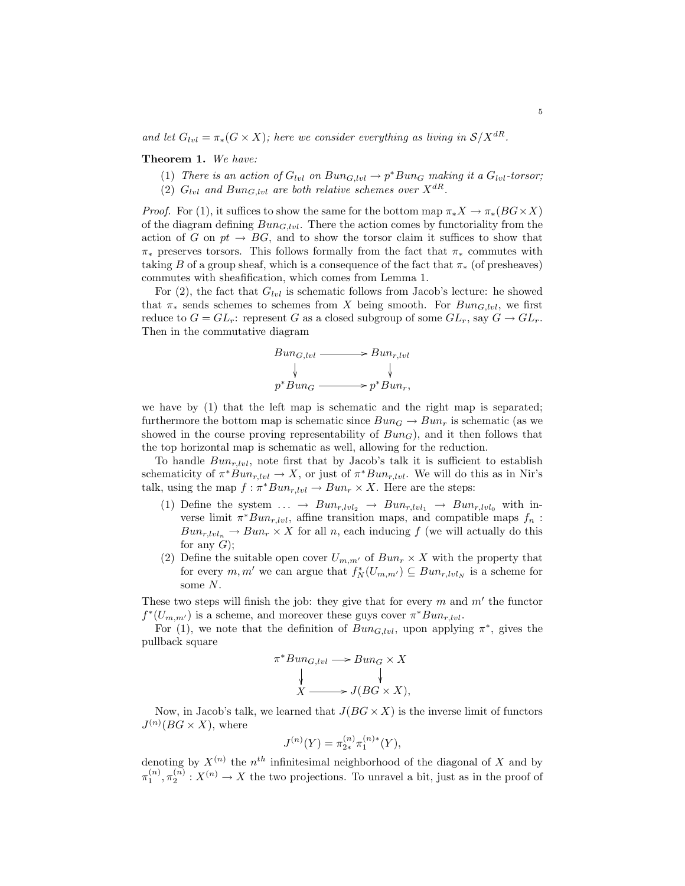and let $G_{lvl} = \pi_*(G \times X)$; here we consider everything as living in $\mathcal{S}/X^{dR}$.

**Theorem 1.** *We have:*

1. *There is an action of $G_{lvl}$ on $Bun_{G,lvl} \to p^*Bun_G$ making it a $G_{lvl}$-torsor;*
2. *$G_{lvl}$ and $Bun_{G,lvl}$ are both relative schemes over $X^{dR}$.*

*Proof.* For (1), it suffices to show the same for the bottom map $\pi_* X \to \pi_*(BG \times X)$ of the diagram defining $Bun_{G,lvl}$. There the action comes by functoriality from the action of $G$ on $pt \to BG$, and to show the torsor claim it suffices to show that $\pi_*$ preserves torsors. This follows formally from the fact that $\pi_*$ commutes with taking $B$ of a group sheaf, which is a consequence of the fact that $\pi_*$ (of presheaves) commutes with sheafification, which comes from Lemma 1.

For (2), the fact that $G_{lvl}$ is schematic follows from Jacob's lecture: he showed that $\pi_*$ sends schemes to schemes from $X$ being smooth. For $Bun_{G,lvl}$, we first reduce to $G = GL_r$: represent $G$ as a closed subgroup of some $GL_r$, say $G \to GL_r$. Then in the commutative diagram

$$\begin{array}{ccc} Bun_{G,lvl} & \longrightarrow & Bun_{r,lvl} \\ \downarrow & & \downarrow \\ p^*Bun_G & \longrightarrow & p^*Bun_r, \end{array}$$

we have by (1) that the left map is schematic and the right map is separated; furthermore the bottom map is schematic since $Bun_G \to Bun_r$ is schematic (as we showed in the course proving representability of $Bun_G$), and it then follows that the top horizontal map is schematic as well, allowing for the reduction.

To handle $Bun_{r,lvl}$, note first that by Jacob's talk it is sufficient to establish schematicity of $\pi^*Bun_{r,lvl} \to X$, or just of $\pi^*Bun_{r,lvl}$. We will do this as in Nir's talk, using the map $f : \pi^*Bun_{r,lvl} \to Bun_r \times X$. Here are the steps:

1. Define the system $\ldots \to Bun_{r,lvl_2} \to Bun_{r,lvl_1} \to Bun_{r,lvl_0}$ with inverse limit $\pi^*Bun_{r,lvl}$, affine transition maps, and compatible maps $f_n : Bun_{r,lvl_n} \to Bun_r \times X$ for all $n$, each inducing $f$ (we will actually do this for any $G$);
2. Define the suitable open cover $U_{m,m'}$ of $Bun_r \times X$ with the property that for every $m, m'$ we can argue that $f_N^*(U_{m,m'}) \subseteq Bun_{r,lvl_N}$ is a scheme for some $N$.

These two steps will finish the job: they give that for every $m$ and $m'$ the functor $f^*(U_{m,m'})$ is a scheme, and moreover these guys cover $\pi^*Bun_{r,lvl}$.

For (1), we note that the definition of $Bun_{G,lvl}$, upon applying $\pi^*$, gives the pullback square

$$\begin{array}{ccc} \pi^*Bun_{G,lvl} & \longrightarrow & Bun_G \times X \\ \downarrow & & \downarrow \\ X & \longrightarrow & J(BG \times X), \end{array}$$

Now, in Jacob's talk, we learned that $J(BG \times X)$ is the inverse limit of functors $J^{(n)}(BG \times X)$, where

$$J^{(n)}(Y) = \pi_{2*}^{(n)} \pi_1^{(n)*}(Y),$$

denoting by $X^{(n)}$ the $n^{th}$ infinitesimal neighborhood of the diagonal of $X$ and by $\pi_1^{(n)}, \pi_2^{(n)} : X^{(n)} \to X$ the two projections. To unravel a bit, just as in the proof of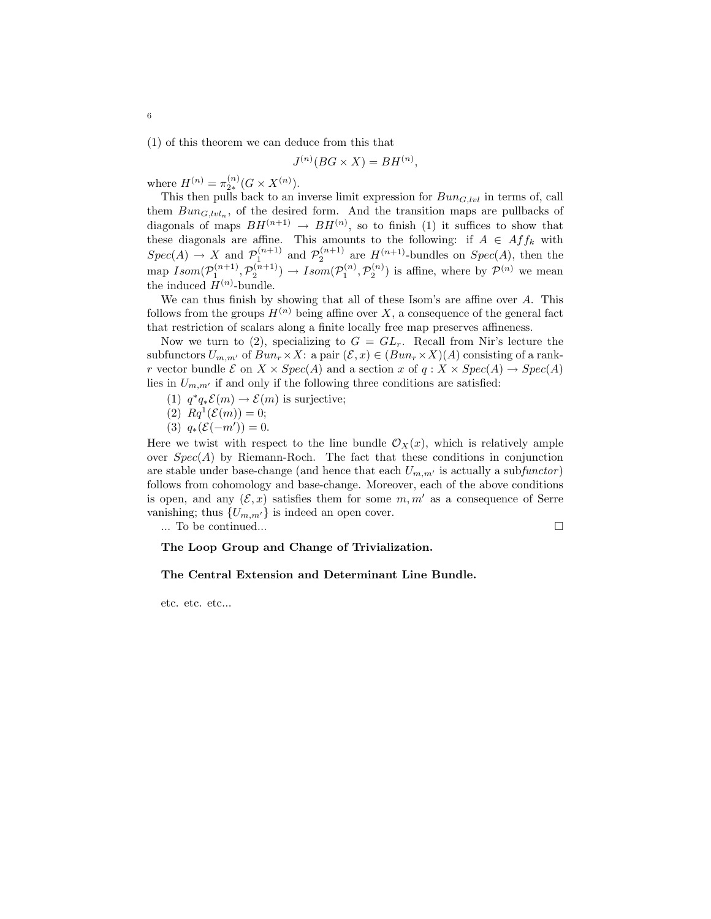(1) of this theorem we can deduce from this that

$$J^{(n)}(BG \times X) = BH^{(n)},$$

where $H^{(n)} = \pi_{2*}^{(n)}(G \times X^{(n)})$.

This then pulls back to an inverse limit expression for $Bun_{G,lvl}$ in terms of, call them $Bun_{G,lvl_n}$, of the desired form. And the transition maps are pullbacks of diagonals of maps $BH^{(n+1)} \to BH^{(n)}$, so to finish (1) it suffices to show that these diagonals are affine. This amounts to the following: if $A \in Aff_k$ with $Spec(A) \to X$ and $\mathcal{P}_1^{(n+1)}$ and $\mathcal{P}_2^{(n+1)}$ are $H^{(n+1)}$-bundles on $Spec(A)$, then the map $Isom(\mathcal{P}_1^{(n+1)}, \mathcal{P}_2^{(n+1)}) \to Isom(\mathcal{P}_1^{(n)}, \mathcal{P}_2^{(n)})$ is affine, where by $\mathcal{P}^{(n)}$ we mean the induced $H^{(n)}$-bundle.

We can thus finish by showing that all of these Isom's are affine over $A$. This follows from the groups $H^{(n)}$ being affine over $X$, a consequence of the general fact that restriction of scalars along a finite locally free map preserves affineness.

Now we turn to (2), specializing to $G = GL_r$. Recall from Nir's lecture the subfunctors $U_{m,m'}$ of $Bun_r \times X$: a pair $(\mathcal{E}, x) \in (Bun_r \times X)(A)$ consisting of a rank-$r$ vector bundle $\mathcal{E}$ on $X \times Spec(A)$ and a section $x$ of $q : X \times Spec(A) \to Spec(A)$ lies in $U_{m,m'}$ if and only if the following three conditions are satisfied:

(1) $q^* q_* \mathcal{E}(m) \to \mathcal{E}(m)$ is surjective;
(2) $Rq^1(\mathcal{E}(m)) = 0$;
(3) $q_*(\mathcal{E}(-m')) = 0$.

Here we twist with respect to the line bundle $\mathcal{O}_X(x)$, which is relatively ample over $Spec(A)$ by Riemann-Roch. The fact that these conditions in conjunction are stable under base-change (and hence that each $U_{m,m'}$ is actually a sub*functor*) follows from cohomology and base-change. Moreover, each of the above conditions is open, and any $(\mathcal{E}, x)$ satisfies them for some $m, m'$ as a consequence of Serre vanishing; thus $\{U_{m,m'}\}$ is indeed an open cover.

... To be continued... □

**The Loop Group and Change of Trivialization.**

**The Central Extension and Determinant Line Bundle.**

etc. etc. etc...